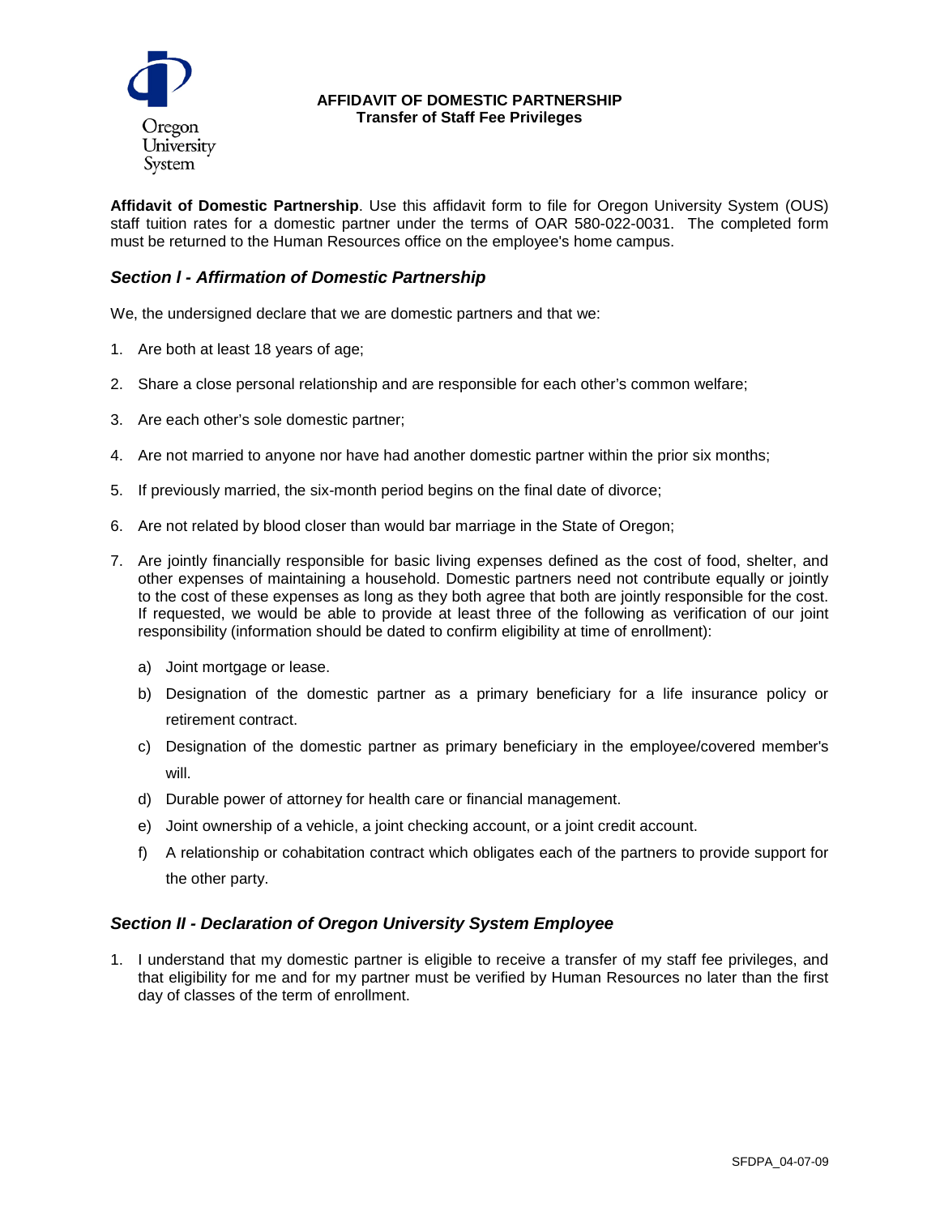Oregon University System

# AFFIDAVIT OF DOMESTIC PARTNERSHIP
## Transfer of Staff Fee Privileges

**Affidavit of Domestic Partnership**. Use this affidavit form to file for Oregon University System (OUS) staff tuition rates for a domestic partner under the terms of OAR 580-022-0031. The completed form must be returned to the Human Resources office on the employee's home campus.

### *Section I - Affirmation of Domestic Partnership*

We, the undersigned declare that we are domestic partners and that we:

1. Are both at least 18 years of age;
2. Share a close personal relationship and are responsible for each other's common welfare;
3. Are each other's sole domestic partner;
4. Are not married to anyone nor have had another domestic partner within the prior six months;
5. If previously married, the six-month period begins on the final date of divorce;
6. Are not related by blood closer than would bar marriage in the State of Oregon;
7. Are jointly financially responsible for basic living expenses defined as the cost of food, shelter, and other expenses of maintaining a household. Domestic partners need not contribute equally or jointly to the cost of these expenses as long as they both agree that both are jointly responsible for the cost. If requested, we would be able to provide at least three of the following as verification of our joint responsibility (information should be dated to confirm eligibility at time of enrollment):
   a) Joint mortgage or lease.
   b) Designation of the domestic partner as a primary beneficiary for a life insurance policy or retirement contract.
   c) Designation of the domestic partner as primary beneficiary in the employee/covered member's will.
   d) Durable power of attorney for health care or financial management.
   e) Joint ownership of a vehicle, a joint checking account, or a joint credit account.
   f) A relationship or cohabitation contract which obligates each of the partners to provide support for the other party.

### *Section II - Declaration of Oregon University System Employee*

1. I understand that my domestic partner is eligible to receive a transfer of my staff fee privileges, and that eligibility for me and for my partner must be verified by Human Resources no later than the first day of classes of the term of enrollment.

SFDPA_04-07-09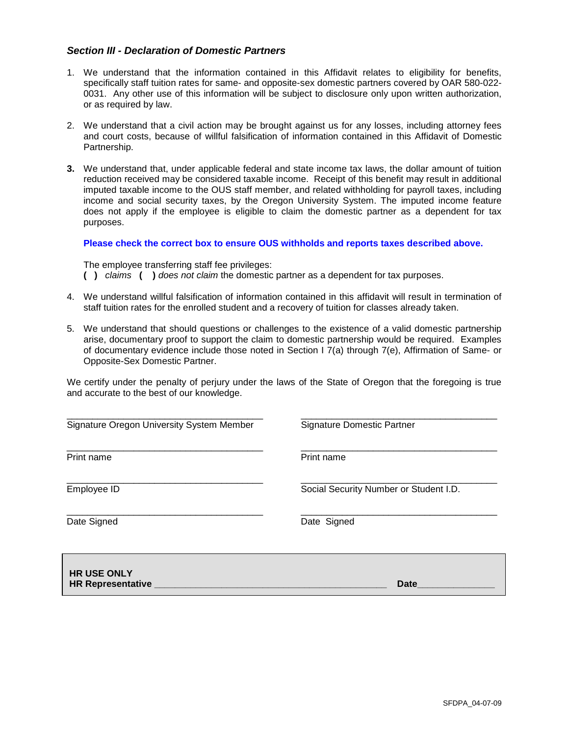### *Section III - Declaration of Domestic Partners*

1. We understand that the information contained in this Affidavit relates to eligibility for benefits, specifically staff tuition rates for same- and opposite-sex domestic partners covered by OAR 580-022-0031. Any other use of this information will be subject to disclosure only upon written authorization, or as required by law.

2. We understand that a civil action may be brought against us for any losses, including attorney fees and court costs, because of willful falsification of information contained in this Affidavit of Domestic Partnership.

3. We understand that, under applicable federal and state income tax laws, the dollar amount of tuition reduction received may be considered taxable income. Receipt of this benefit may result in additional imputed taxable income to the OUS staff member, and related withholding for payroll taxes, including income and social security taxes, by the Oregon University System. The imputed income feature does not apply if the employee is eligible to claim the domestic partner as a dependent for tax purposes.

   **Please check the correct box to ensure OUS withholds and reports taxes described above.**

   The employee transferring staff fee privileges:
   **( )** *claims* **( )** *does not claim* the domestic partner as a dependent for tax purposes.

4. We understand willful falsification of information contained in this affidavit will result in termination of staff tuition rates for the enrolled student and a recovery of tuition for classes already taken.

5. We understand that should questions or challenges to the existence of a valid domestic partnership arise, documentary proof to support the claim to domestic partnership would be required. Examples of documentary evidence include those noted in Section I 7(a) through 7(e), Affirmation of Same- or Opposite-Sex Domestic Partner.

We certify under the penalty of perjury under the laws of the State of Oregon that the foregoing is true and accurate to the best of our knowledge.

| | |
|---|---|
| _______________________________________ | _______________________________________ |
| Signature Oregon University System Member | Signature Domestic Partner |
| _______________________________________ | _______________________________________ |
| Print name | Print name |
| _______________________________________ | _______________________________________ |
| Employee ID | Social Security Number or Student I.D. |
| _______________________________________ | _______________________________________ |
| Date Signed | Date Signed |

**HR USE ONLY**
**HR Representative** _____________________________________________ **Date**_______________

SFDPA_04-07-09